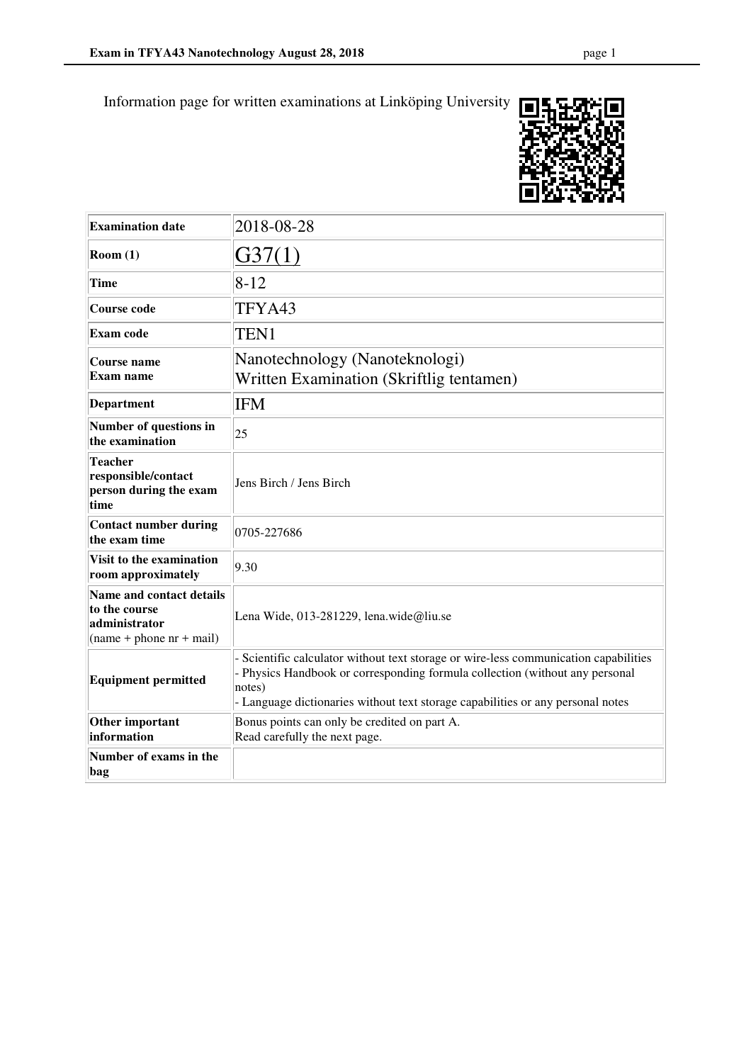Information page for written examinations at Linköping University

| | |
|---|---|
| **Examination date** | 2018-08-28 |
| **Room (1)** | G37(1) |
| **Time** | 8-12 |
| **Course code** | TFYA43 |
| **Exam code** | TEN1 |
| **Course name**<br>**Exam name** | Nanotechnology (Nanoteknologi)<br>Written Examination (Skriftlig tentamen) |
| **Department** | IFM |
| **Number of questions in the examination** | 25 |
| **Teacher responsible/contact person during the exam time** | Jens Birch / Jens Birch |
| **Contact number during the exam time** | 0705-227686 |
| **Visit to the examination room approximately** | 9.30 |
| **Name and contact details to the course administrator** (name + phone nr + mail) | Lena Wide, 013-281229, lena.wide@liu.se |
| **Equipment permitted** | - Scientific calculator without text storage or wire-less communication capabilities<br>- Physics Handbook or corresponding formula collection (without any personal notes)<br>- Language dictionaries without text storage capabilities or any personal notes |
| **Other important information** | Bonus points can only be credited on part A.<br>Read carefully the next page. |
| **Number of exams in the bag** | |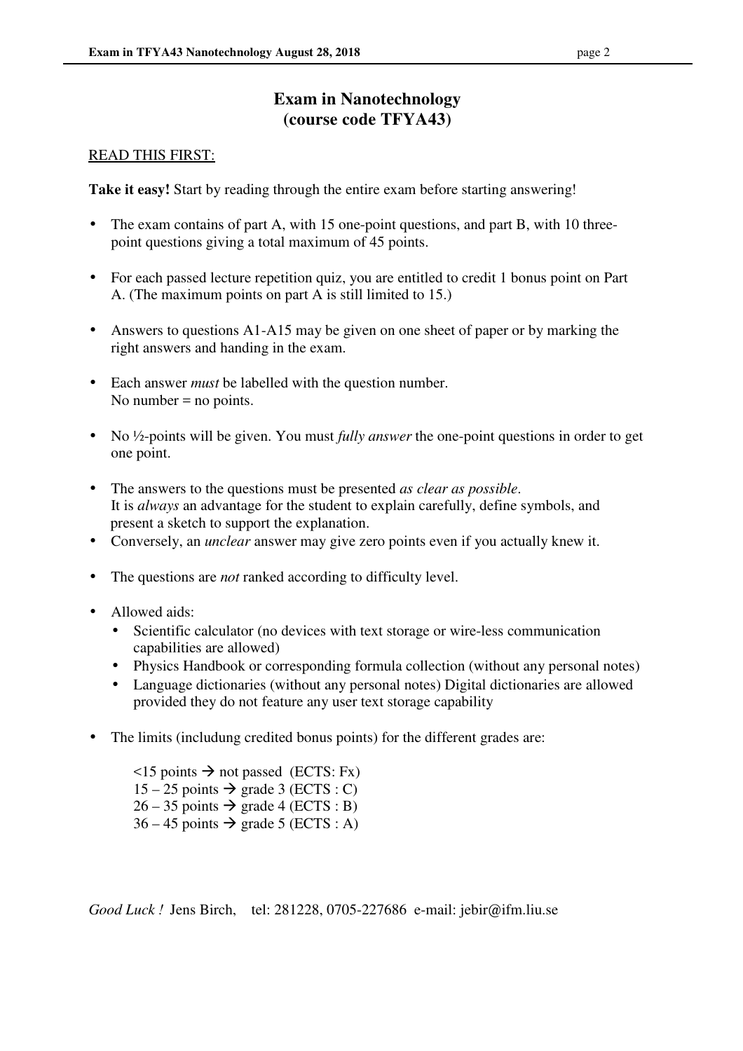# Exam in Nanotechnology
# (course code TFYA43)

READ THIS FIRST:

**Take it easy!** Start by reading through the entire exam before starting answering!

- The exam contains of part A, with 15 one-point questions, and part B, with 10 three-point questions giving a total maximum of 45 points.
- For each passed lecture repetition quiz, you are entitled to credit 1 bonus point on Part A. (The maximum points on part A is still limited to 15.)
- Answers to questions A1-A15 may be given on one sheet of paper or by marking the right answers and handing in the exam.
- Each answer *must* be labelled with the question number.
  No number = no points.
- No ½-points will be given. You must *fully answer* the one-point questions in order to get one point.
- The answers to the questions must be presented *as clear as possible*.
  It is *always* an advantage for the student to explain carefully, define symbols, and present a sketch to support the explanation.
- Conversely, an *unclear* answer may give zero points even if you actually knew it.
- The questions are *not* ranked according to difficulty level.
- Allowed aids:
  - Scientific calculator (no devices with text storage or wire-less communication capabilities are allowed)
  - Physics Handbook or corresponding formula collection (without any personal notes)
  - Language dictionaries (without any personal notes) Digital dictionaries are allowed provided they do not feature any user text storage capability
- The limits (includung credited bonus points) for the different grades are:

  <15 points → not passed (ECTS: Fx)
  15 – 25 points → grade 3 (ECTS : C)
  26 – 35 points → grade 4 (ECTS : B)
  36 – 45 points → grade 5 (ECTS : A)

*Good Luck !* Jens Birch, tel: 281228, 0705-227686 e-mail: jebir@ifm.liu.se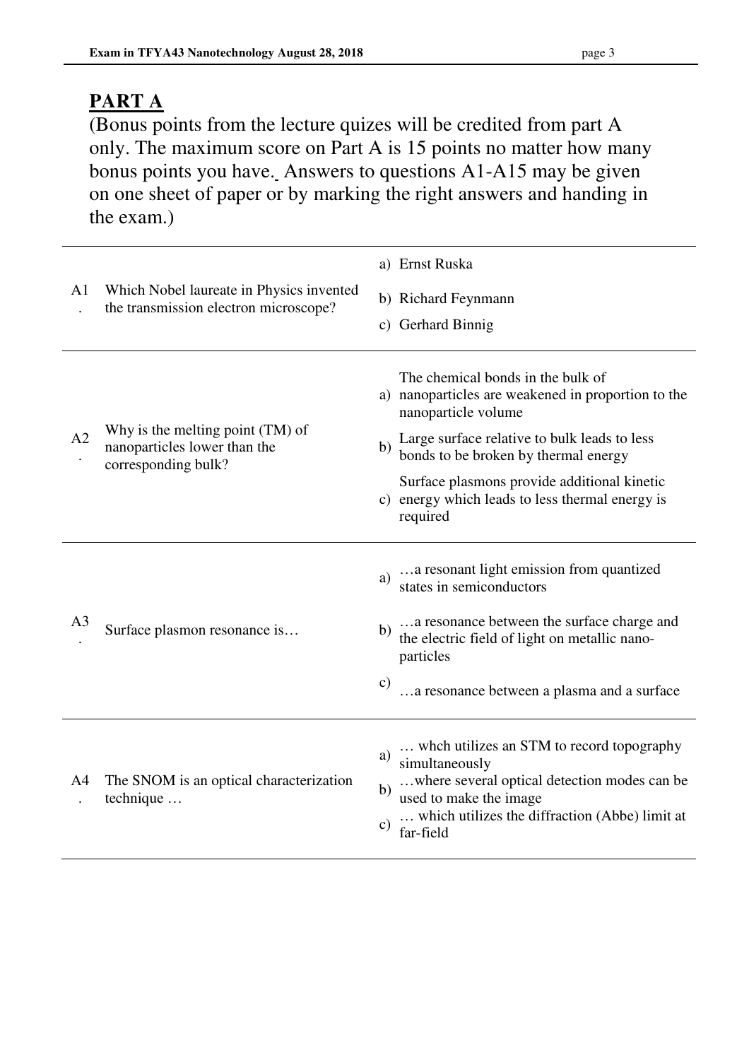## PART A

(Bonus points from the lecture quizes will be credited from part A only. The maximum score on Part A is 15 points no matter how many bonus points you have. Answers to questions A1-A15 may be given on one sheet of paper or by marking the right answers and handing in the exam.)

| | | |
|---|---|---|
| A1. | Which Nobel laureate in Physics invented the transmission electron microscope? | a) Ernst Ruska<br>b) Richard Feynmann<br>c) Gerhard Binnig |
| A2. | Why is the melting point (TM) of nanoparticles lower than the corresponding bulk? | a) The chemical bonds in the bulk of nanoparticles are weakened in proportion to the nanoparticle volume<br>b) Large surface relative to bulk leads to less bonds to be broken by thermal energy<br>c) Surface plasmons provide additional kinetic energy which leads to less thermal energy is required |
| A3. | Surface plasmon resonance is… | a) …a resonant light emission from quantized states in semiconductors<br>b) …a resonance between the surface charge and the electric field of light on metallic nano-particles<br>c) …a resonance between a plasma and a surface |
| A4. | The SNOM is an optical characterization technique … | a) … whch utilizes an STM to record topography simultaneously<br>b) …where several optical detection modes can be used to make the image<br>c) … which utilizes the diffraction (Abbe) limit at far-field |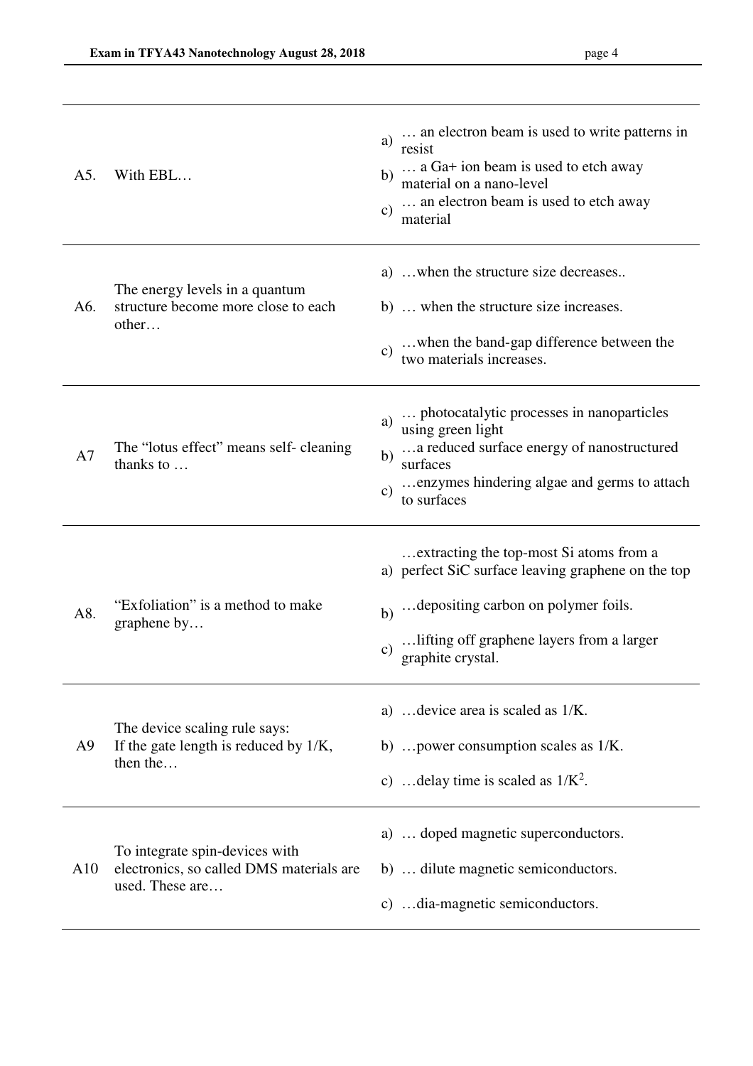| | | |
|---|---|---|
| A5. | With EBL… | a) … an electron beam is used to write patterns in resist<br>b) … a Ga+ ion beam is used to etch away material on a nano-level<br>c) … an electron beam is used to etch away material |
| A6. | The energy levels in a quantum structure become more close to each other… | a) …when the structure size decreases..<br>b) … when the structure size increases.<br>c) …when the band-gap difference between the two materials increases. |
| A7 | The "lotus effect" means self- cleaning thanks to … | a) … photocatalytic processes in nanoparticles using green light<br>b) …a reduced surface energy of nanostructured surfaces<br>c) …enzymes hindering algae and germs to attach to surfaces |
| A8. | "Exfoliation" is a method to make graphene by… | a) …extracting the top-most Si atoms from a perfect SiC surface leaving graphene on the top<br>b) …depositing carbon on polymer foils.<br>c) …lifting off graphene layers from a larger graphite crystal. |
| A9 | The device scaling rule says: If the gate length is reduced by 1/K, then the… | a) …device area is scaled as 1/K.<br>b) …power consumption scales as 1/K.<br>c) …delay time is scaled as $1/K^2$. |
| A10 | To integrate spin-devices with electronics, so called DMS materials are used. These are… | a) … doped magnetic superconductors.<br>b) … dilute magnetic semiconductors.<br>c) …dia-magnetic semiconductors. |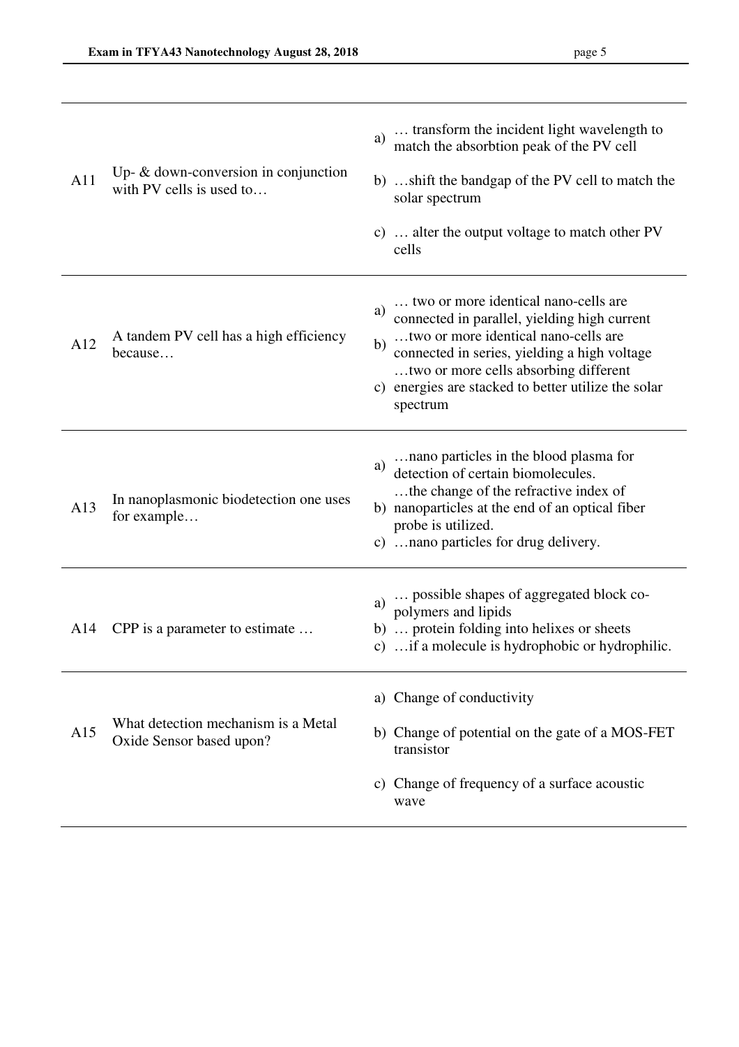| | | |
|---|---|---|
| A11 | Up- & down-conversion in conjunction with PV cells is used to… | a) … transform the incident light wavelength to match the absorbtion peak of the PV cell<br><br>b) …shift the bandgap of the PV cell to match the solar spectrum<br><br>c) … alter the output voltage to match other PV cells |
| A12 | A tandem PV cell has a high efficiency because… | a) … two or more identical nano-cells are connected in parallel, yielding high current<br>b) …two or more identical nano-cells are connected in series, yielding a high voltage<br>c) …two or more cells absorbing different energies are stacked to better utilize the solar spectrum |
| A13 | In nanoplasmonic biodetection one uses for example… | a) …nano particles in the blood plasma for detection of certain biomolecules.<br>b) …the change of the refractive index of nanoparticles at the end of an optical fiber probe is utilized.<br>c) …nano particles for drug delivery. |
| A14 | CPP is a parameter to estimate … | a) … possible shapes of aggregated block co-polymers and lipids<br>b) … protein folding into helixes or sheets<br>c) …if a molecule is hydrophobic or hydrophilic. |
| A15 | What detection mechanism is a Metal Oxide Sensor based upon? | a) Change of conductivity<br><br>b) Change of potential on the gate of a MOS-FET transistor<br><br>c) Change of frequency of a surface acoustic wave |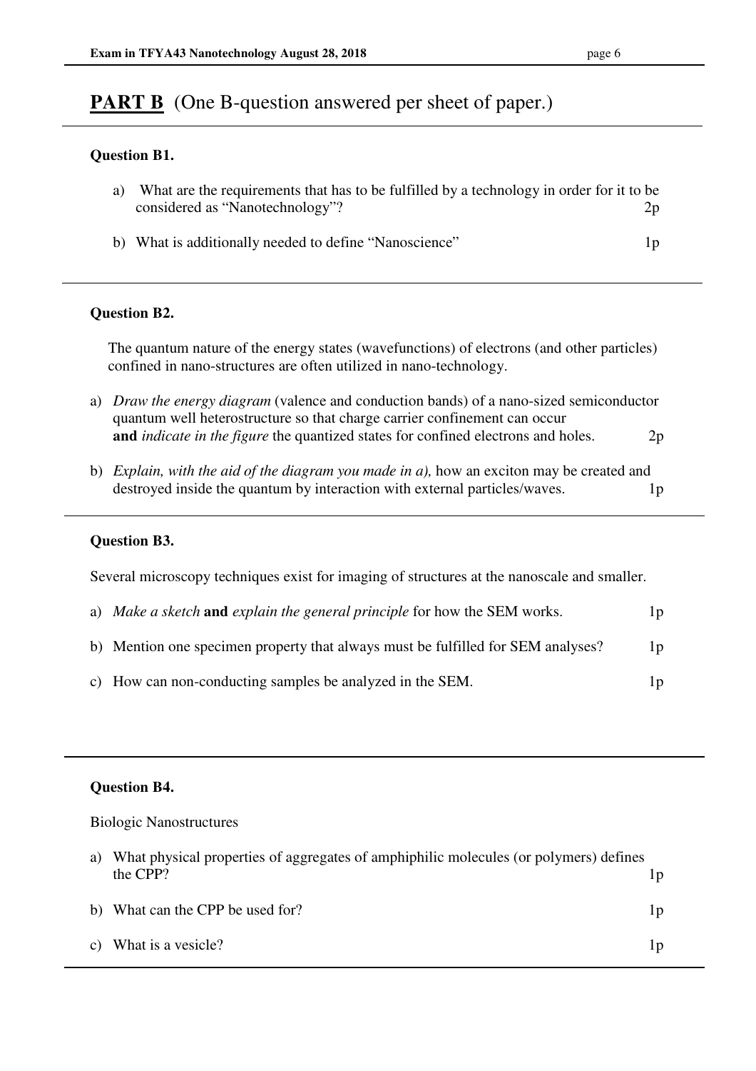## **PART B** (One B-question answered per sheet of paper.)

### Question B1.

a) What are the requirements that has to be fulfilled by a technology in order for it to be considered as "Nanotechnology"? 2p

b) What is additionally needed to define "Nanoscience" 1p

### Question B2.

The quantum nature of the energy states (wavefunctions) of electrons (and other particles) confined in nano-structures are often utilized in nano-technology.

a) *Draw the energy diagram* (valence and conduction bands) of a nano-sized semiconductor quantum well heterostructure so that charge carrier confinement can occur **and** *indicate in the figure* the quantized states for confined electrons and holes. 2p

b) *Explain, with the aid of the diagram you made in a),* how an exciton may be created and destroyed inside the quantum by interaction with external particles/waves. 1p

### Question B3.

Several microscopy techniques exist for imaging of structures at the nanoscale and smaller.

a) *Make a sketch* **and** *explain the general principle* for how the SEM works. 1p

b) Mention one specimen property that always must be fulfilled for SEM analyses? 1p

c) How can non-conducting samples be analyzed in the SEM. 1p

### Question B4.

Biologic Nanostructures

a) What physical properties of aggregates of amphiphilic molecules (or polymers) defines the CPP? 1p

b) What can the CPP be used for? 1p

c) What is a vesicle? 1p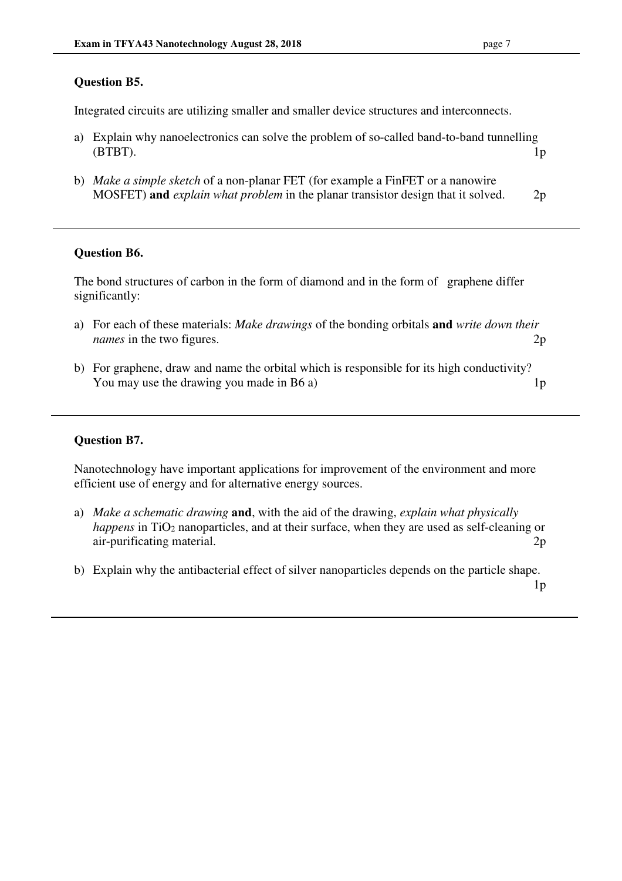### Question B5.

Integrated circuits are utilizing smaller and smaller device structures and interconnects.

a) Explain why nanoelectronics can solve the problem of so-called band-to-band tunnelling (BTBT). 1p

b) *Make a simple sketch* of a non-planar FET (for example a FinFET or a nanowire MOSFET) **and** *explain what problem* in the planar transistor design that it solved. 2p

---

### Question B6.

The bond structures of carbon in the form of diamond and in the form of graphene differ significantly:

a) For each of these materials: *Make drawings* of the bonding orbitals **and** *write down their names* in the two figures. 2p

b) For graphene, draw and name the orbital which is responsible for its high conductivity? You may use the drawing you made in B6 a) 1p

---

### Question B7.

Nanotechnology have important applications for improvement of the environment and more efficient use of energy and for alternative energy sources.

a) *Make a schematic drawing* **and**, with the aid of the drawing, *explain what physically happens* in $TiO_2$ nanoparticles, and at their surface, when they are used as self-cleaning or air-purificating material. 2p

b) Explain why the antibacterial effect of silver nanoparticles depends on the particle shape. 1p

---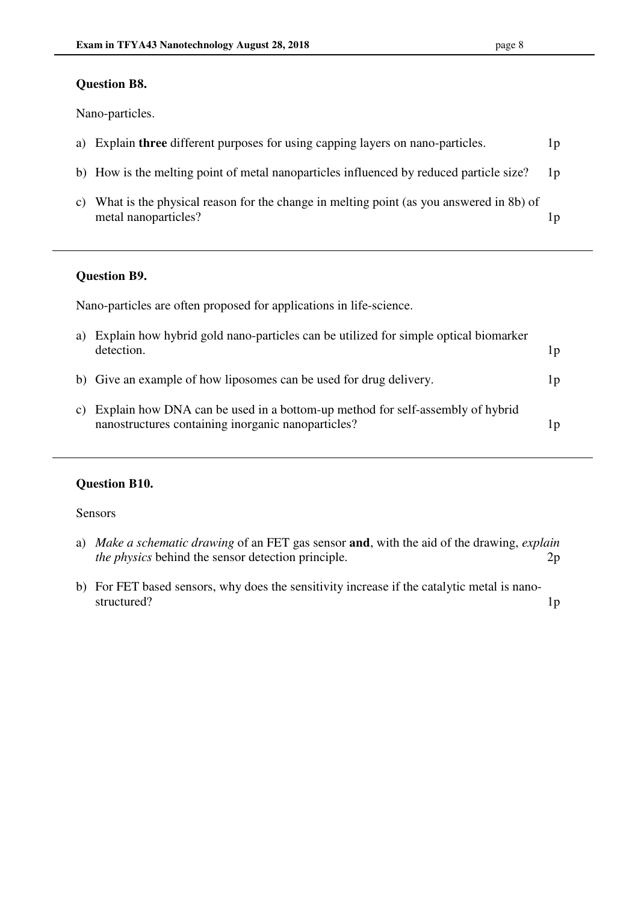### Question B8.

Nano-particles.

a) Explain **three** different purposes for using capping layers on nano-particles. 1p

b) How is the melting point of metal nanoparticles influenced by reduced particle size? 1p

c) What is the physical reason for the change in melting point (as you answered in 8b) of metal nanoparticles? 1p

---

### Question B9.

Nano-particles are often proposed for applications in life-science.

a) Explain how hybrid gold nano-particles can be utilized for simple optical biomarker detection. 1p

b) Give an example of how liposomes can be used for drug delivery. 1p

c) Explain how DNA can be used in a bottom-up method for self-assembly of hybrid nanostructures containing inorganic nanoparticles? 1p

---

### Question B10.

Sensors

a) *Make a schematic drawing* of an FET gas sensor **and**, with the aid of the drawing, *explain the physics* behind the sensor detection principle. 2p

b) For FET based sensors, why does the sensitivity increase if the catalytic metal is nano-structured? 1p